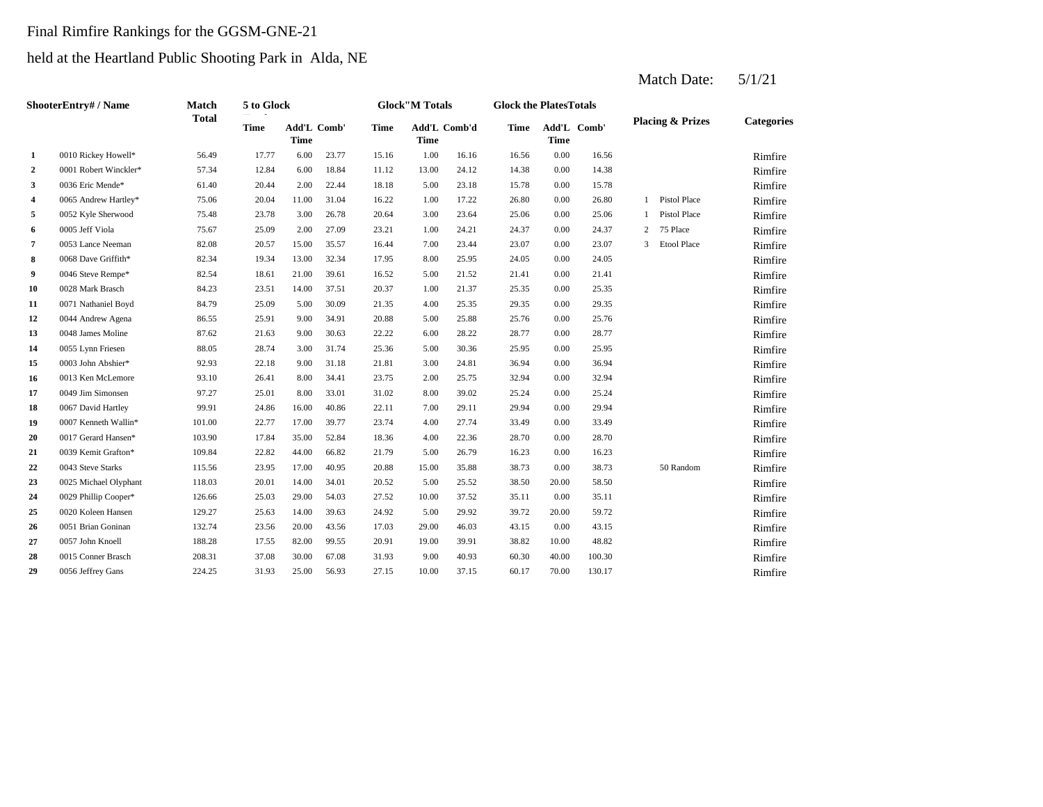# Final Rimfire Rankings for the GGSM-GNE-21

## held at the Heartland Public Shooting Park in Alda, NE

Match Date: 5/1/21

| | ShooterEntry# / Name | Match Total | 5 to Glock | | | Glock"M Totals | | | Glock the PlatesTotals | | | Placing & Prizes | | Categories |
|---|---|---|---|---|---|---|---|---|---|---|---|---|---|---|
| | | | Time | Add'L Time | Comb' | Time | Add'L Time | Comb'd | Time | Add'L Time | Comb' | | | |
| 1 | 0010 Rickey Howell* | 56.49 | 17.77 | 6.00 | 23.77 | 15.16 | 1.00 | 16.16 | 16.56 | 0.00 | 16.56 | | | Rimfire |
| 2 | 0001 Robert Winckler* | 57.34 | 12.84 | 6.00 | 18.84 | 11.12 | 13.00 | 24.12 | 14.38 | 0.00 | 14.38 | | | Rimfire |
| 3 | 0036 Eric Mende* | 61.40 | 20.44 | 2.00 | 22.44 | 18.18 | 5.00 | 23.18 | 15.78 | 0.00 | 15.78 | | | Rimfire |
| 4 | 0065 Andrew Hartley* | 75.06 | 20.04 | 11.00 | 31.04 | 16.22 | 1.00 | 17.22 | 26.80 | 0.00 | 26.80 | 1 | Pistol Place | Rimfire |
| 5 | 0052 Kyle Sherwood | 75.48 | 23.78 | 3.00 | 26.78 | 20.64 | 3.00 | 23.64 | 25.06 | 0.00 | 25.06 | 1 | Pistol Place | Rimfire |
| 6 | 0005 Jeff Viola | 75.67 | 25.09 | 2.00 | 27.09 | 23.21 | 1.00 | 24.21 | 24.37 | 0.00 | 24.37 | 2 | 75 Place | Rimfire |
| 7 | 0053 Lance Neeman | 82.08 | 20.57 | 15.00 | 35.57 | 16.44 | 7.00 | 23.44 | 23.07 | 0.00 | 23.07 | 3 | Etool Place | Rimfire |
| 8 | 0068 Dave Griffith* | 82.34 | 19.34 | 13.00 | 32.34 | 17.95 | 8.00 | 25.95 | 24.05 | 0.00 | 24.05 | | | Rimfire |
| 9 | 0046 Steve Rempe* | 82.54 | 18.61 | 21.00 | 39.61 | 16.52 | 5.00 | 21.52 | 21.41 | 0.00 | 21.41 | | | Rimfire |
| 10 | 0028 Mark Brasch | 84.23 | 23.51 | 14.00 | 37.51 | 20.37 | 1.00 | 21.37 | 25.35 | 0.00 | 25.35 | | | Rimfire |
| 11 | 0071 Nathaniel Boyd | 84.79 | 25.09 | 5.00 | 30.09 | 21.35 | 4.00 | 25.35 | 29.35 | 0.00 | 29.35 | | | Rimfire |
| 12 | 0044 Andrew Agena | 86.55 | 25.91 | 9.00 | 34.91 | 20.88 | 5.00 | 25.88 | 25.76 | 0.00 | 25.76 | | | Rimfire |
| 13 | 0048 James Moline | 87.62 | 21.63 | 9.00 | 30.63 | 22.22 | 6.00 | 28.22 | 28.77 | 0.00 | 28.77 | | | Rimfire |
| 14 | 0055 Lynn Friesen | 88.05 | 28.74 | 3.00 | 31.74 | 25.36 | 5.00 | 30.36 | 25.95 | 0.00 | 25.95 | | | Rimfire |
| 15 | 0003 John Abshier* | 92.93 | 22.18 | 9.00 | 31.18 | 21.81 | 3.00 | 24.81 | 36.94 | 0.00 | 36.94 | | | Rimfire |
| 16 | 0013 Ken McLemore | 93.10 | 26.41 | 8.00 | 34.41 | 23.75 | 2.00 | 25.75 | 32.94 | 0.00 | 32.94 | | | Rimfire |
| 17 | 0049 Jim Simonsen | 97.27 | 25.01 | 8.00 | 33.01 | 31.02 | 8.00 | 39.02 | 25.24 | 0.00 | 25.24 | | | Rimfire |
| 18 | 0067 David Hartley | 99.91 | 24.86 | 16.00 | 40.86 | 22.11 | 7.00 | 29.11 | 29.94 | 0.00 | 29.94 | | | Rimfire |
| 19 | 0007 Kenneth Wallin* | 101.00 | 22.77 | 17.00 | 39.77 | 23.74 | 4.00 | 27.74 | 33.49 | 0.00 | 33.49 | | | Rimfire |
| 20 | 0017 Gerard Hansen* | 103.90 | 17.84 | 35.00 | 52.84 | 18.36 | 4.00 | 22.36 | 28.70 | 0.00 | 28.70 | | | Rimfire |
| 21 | 0039 Kemit Grafton* | 109.84 | 22.82 | 44.00 | 66.82 | 21.79 | 5.00 | 26.79 | 16.23 | 0.00 | 16.23 | | | Rimfire |
| 22 | 0043 Steve Starks | 115.56 | 23.95 | 17.00 | 40.95 | 20.88 | 15.00 | 35.88 | 38.73 | 0.00 | 38.73 | | 50 Random | Rimfire |
| 23 | 0025 Michael Olyphant | 118.03 | 20.01 | 14.00 | 34.01 | 20.52 | 5.00 | 25.52 | 38.50 | 20.00 | 58.50 | | | Rimfire |
| 24 | 0029 Phillip Cooper* | 126.66 | 25.03 | 29.00 | 54.03 | 27.52 | 10.00 | 37.52 | 35.11 | 0.00 | 35.11 | | | Rimfire |
| 25 | 0020 Koleen Hansen | 129.27 | 25.63 | 14.00 | 39.63 | 24.92 | 5.00 | 29.92 | 39.72 | 20.00 | 59.72 | | | Rimfire |
| 26 | 0051 Brian Goninan | 132.74 | 23.56 | 20.00 | 43.56 | 17.03 | 29.00 | 46.03 | 43.15 | 0.00 | 43.15 | | | Rimfire |
| 27 | 0057 John Knoell | 188.28 | 17.55 | 82.00 | 99.55 | 20.91 | 19.00 | 39.91 | 38.82 | 10.00 | 48.82 | | | Rimfire |
| 28 | 0015 Conner Brasch | 208.31 | 37.08 | 30.00 | 67.08 | 31.93 | 9.00 | 40.93 | 60.30 | 40.00 | 100.30 | | | Rimfire |
| 29 | 0056 Jeffrey Gans | 224.25 | 31.93 | 25.00 | 56.93 | 27.15 | 10.00 | 37.15 | 60.17 | 70.00 | 130.17 | | | Rimfire |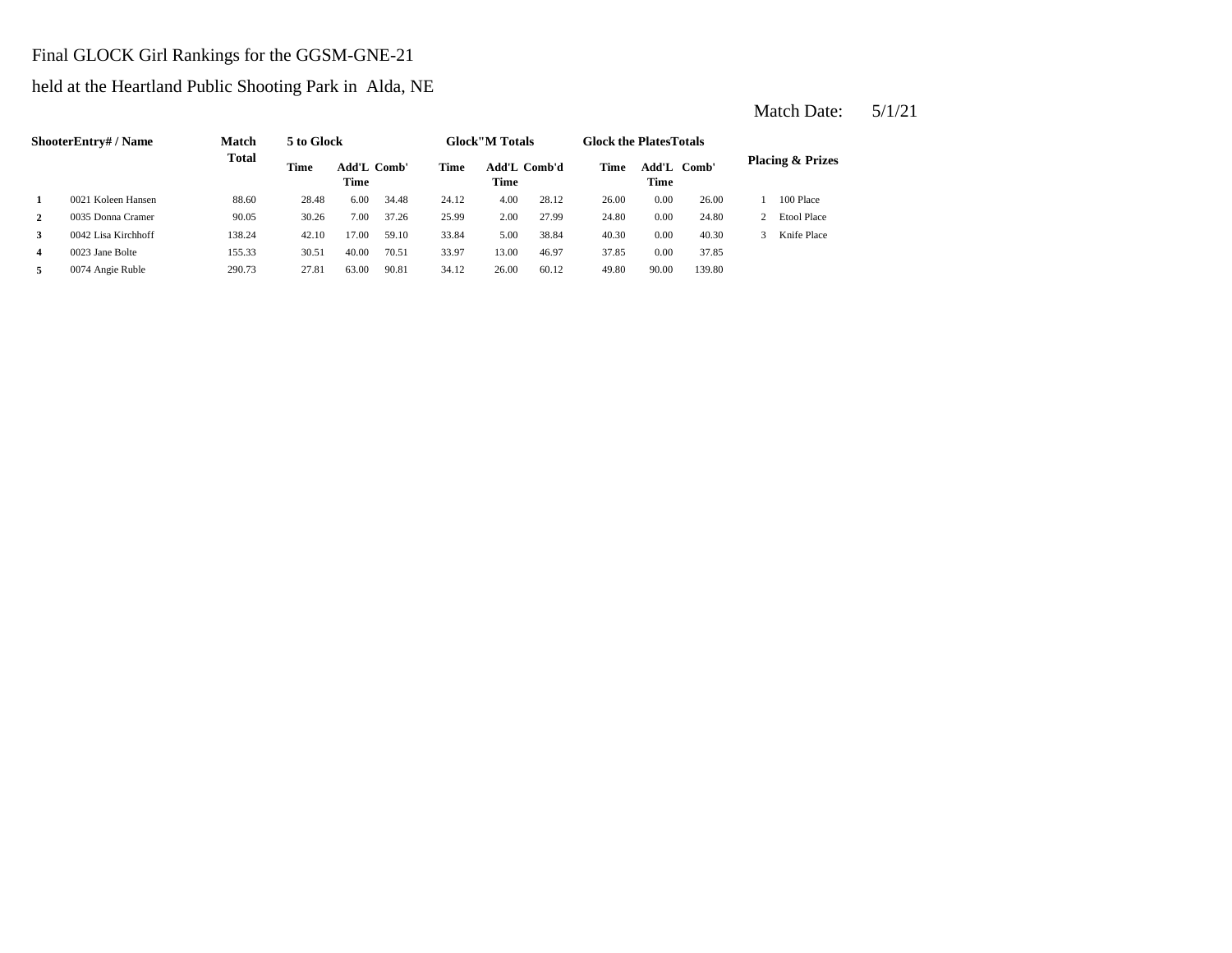Final GLOCK Girl Rankings for the GGSM-GNE-21

held at the Heartland Public Shooting Park in Alda, NE

Match Date: 5/1/21

| Shooter | Entry# / Name | Match Total | 5 to Glock | | | Glock"M Totals | | | Glock the Plates Totals | | | Placing & Prizes | |
|---|---|---|---|---|---|---|---|---|---|---|---|---|---|
| | | | Time | Add'L Time | Comb' | Time | Add'L Time | Comb'd | Time | Add'L Time | Comb' | | |
| **1** | 0021 Koleen Hansen | 88.60 | 28.48 | 6.00 | 34.48 | 24.12 | 4.00 | 28.12 | 26.00 | 0.00 | 26.00 | 1 | 100 Place |
| **2** | 0035 Donna Cramer | 90.05 | 30.26 | 7.00 | 37.26 | 25.99 | 2.00 | 27.99 | 24.80 | 0.00 | 24.80 | 2 | Etool Place |
| **3** | 0042 Lisa Kirchhoff | 138.24 | 42.10 | 17.00 | 59.10 | 33.84 | 5.00 | 38.84 | 40.30 | 0.00 | 40.30 | 3 | Knife Place |
| **4** | 0023 Jane Bolte | 155.33 | 30.51 | 40.00 | 70.51 | 33.97 | 13.00 | 46.97 | 37.85 | 0.00 | 37.85 | | |
| **5** | 0074 Angie Ruble | 290.73 | 27.81 | 63.00 | 90.81 | 34.12 | 26.00 | 60.12 | 49.80 | 90.00 | 139.80 | | |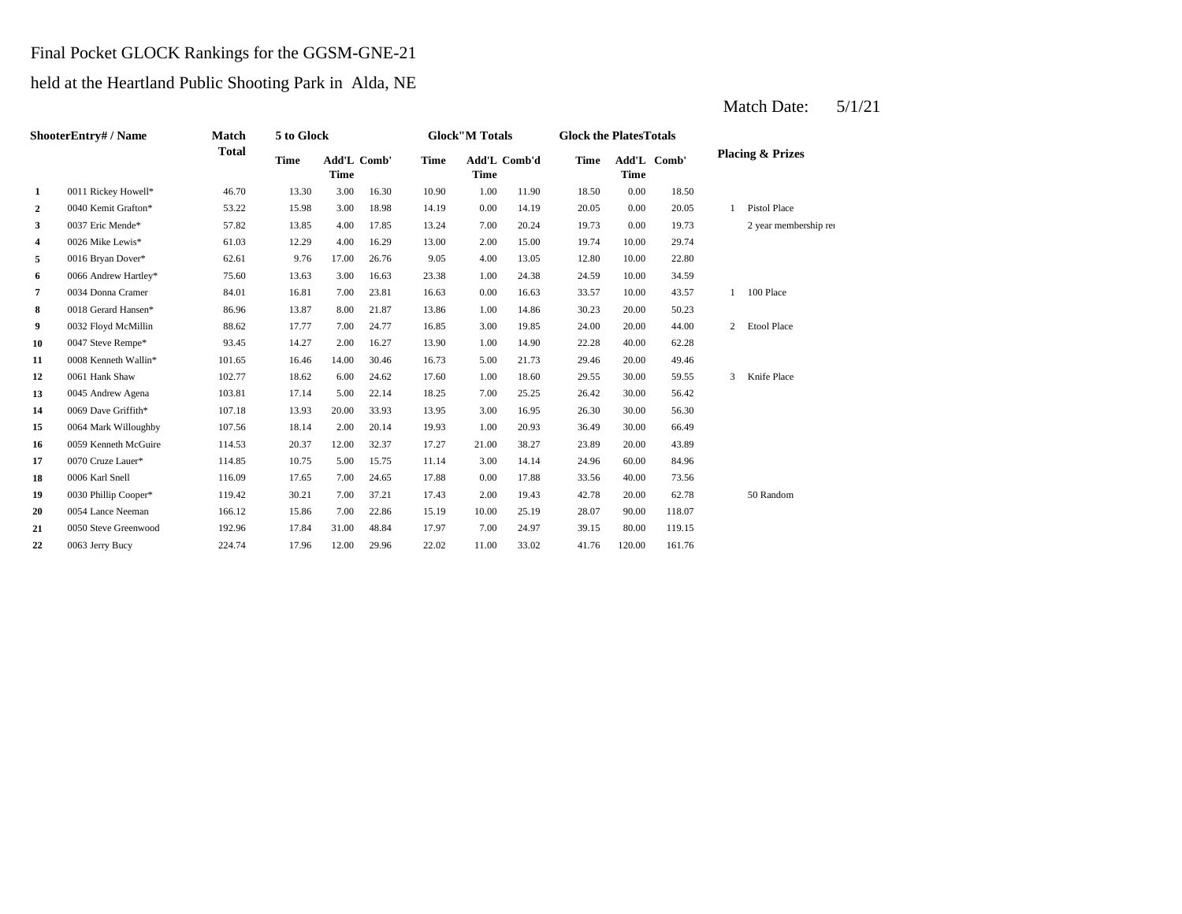Final Pocket GLOCK Rankings for the GGSM-GNE-21

held at the Heartland Public Shooting Park in Alda, NE

Match Date: 5/1/21

| Shooter | Entry# / Name | Match Total | 5 to Glock | | | Glock"M Totals | | | Glock the Plates Totals | | | Placing & Prizes | |
|---|---|---|---|---|---|---|---|---|---|---|---|---|---|
| | | | Time | Add'L Time | Comb' | Time | Add'L Time | Comb'd | Time | Add'L Time | Comb' | | |
| 1 | 0011 Rickey Howell* | 46.70 | 13.30 | 3.00 | 16.30 | 10.90 | 1.00 | 11.90 | 18.50 | 0.00 | 18.50 | | |
| 2 | 0040 Kemit Grafton* | 53.22 | 15.98 | 3.00 | 18.98 | 14.19 | 0.00 | 14.19 | 20.05 | 0.00 | 20.05 | 1 | Pistol Place |
| 3 | 0037 Eric Mende* | 57.82 | 13.85 | 4.00 | 17.85 | 13.24 | 7.00 | 20.24 | 19.73 | 0.00 | 19.73 | | 2 year membership re |
| 4 | 0026 Mike Lewis* | 61.03 | 12.29 | 4.00 | 16.29 | 13.00 | 2.00 | 15.00 | 19.74 | 10.00 | 29.74 | | |
| 5 | 0016 Bryan Dover* | 62.61 | 9.76 | 17.00 | 26.76 | 9.05 | 4.00 | 13.05 | 12.80 | 10.00 | 22.80 | | |
| 6 | 0066 Andrew Hartley* | 75.60 | 13.63 | 3.00 | 16.63 | 23.38 | 1.00 | 24.38 | 24.59 | 10.00 | 34.59 | | |
| 7 | 0034 Donna Cramer | 84.01 | 16.81 | 7.00 | 23.81 | 16.63 | 0.00 | 16.63 | 33.57 | 10.00 | 43.57 | 1 | 100 Place |
| 8 | 0018 Gerard Hansen* | 86.96 | 13.87 | 8.00 | 21.87 | 13.86 | 1.00 | 14.86 | 30.23 | 20.00 | 50.23 | | |
| 9 | 0032 Floyd McMillin | 88.62 | 17.77 | 7.00 | 24.77 | 16.85 | 3.00 | 19.85 | 24.00 | 20.00 | 44.00 | 2 | Etool Place |
| 10 | 0047 Steve Rempe* | 93.45 | 14.27 | 2.00 | 16.27 | 13.90 | 1.00 | 14.90 | 22.28 | 40.00 | 62.28 | | |
| 11 | 0008 Kenneth Wallin* | 101.65 | 16.46 | 14.00 | 30.46 | 16.73 | 5.00 | 21.73 | 29.46 | 20.00 | 49.46 | | |
| 12 | 0061 Hank Shaw | 102.77 | 18.62 | 6.00 | 24.62 | 17.60 | 1.00 | 18.60 | 29.55 | 30.00 | 59.55 | 3 | Knife Place |
| 13 | 0045 Andrew Agena | 103.81 | 17.14 | 5.00 | 22.14 | 18.25 | 7.00 | 25.25 | 26.42 | 30.00 | 56.42 | | |
| 14 | 0069 Dave Griffith* | 107.18 | 13.93 | 20.00 | 33.93 | 13.95 | 3.00 | 16.95 | 26.30 | 30.00 | 56.30 | | |
| 15 | 0064 Mark Willoughby | 107.56 | 18.14 | 2.00 | 20.14 | 19.93 | 1.00 | 20.93 | 36.49 | 30.00 | 66.49 | | |
| 16 | 0059 Kenneth McGuire | 114.53 | 20.37 | 12.00 | 32.37 | 17.27 | 21.00 | 38.27 | 23.89 | 20.00 | 43.89 | | |
| 17 | 0070 Cruze Lauer* | 114.85 | 10.75 | 5.00 | 15.75 | 11.14 | 3.00 | 14.14 | 24.96 | 60.00 | 84.96 | | |
| 18 | 0006 Karl Snell | 116.09 | 17.65 | 7.00 | 24.65 | 17.88 | 0.00 | 17.88 | 33.56 | 40.00 | 73.56 | | |
| 19 | 0030 Phillip Cooper* | 119.42 | 30.21 | 7.00 | 37.21 | 17.43 | 2.00 | 19.43 | 42.78 | 20.00 | 62.78 | | 50 Random |
| 20 | 0054 Lance Neeman | 166.12 | 15.86 | 7.00 | 22.86 | 15.19 | 10.00 | 25.19 | 28.07 | 90.00 | 118.07 | | |
| 21 | 0050 Steve Greenwood | 192.96 | 17.84 | 31.00 | 48.84 | 17.97 | 7.00 | 24.97 | 39.15 | 80.00 | 119.15 | | |
| 22 | 0063 Jerry Bucy | 224.74 | 17.96 | 12.00 | 29.96 | 22.02 | 11.00 | 33.02 | 41.76 | 120.00 | 161.76 | | |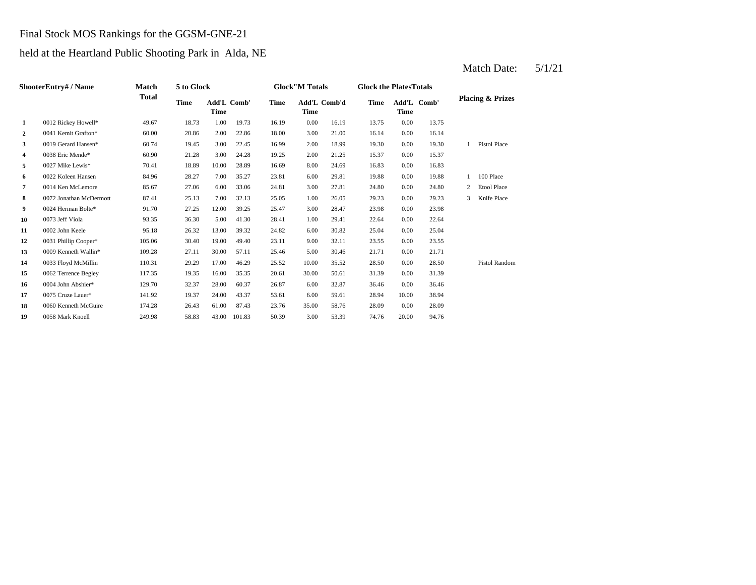Final Stock MOS Rankings for the GGSM-GNE-21

held at the Heartland Public Shooting Park in Alda, NE

Match Date: 5/1/21

| ShooterEntry# / Name | | Match Total | 5 to Glock | | | Glock"M Totals | | | Glock the PlatesTotals | | | Placing & Prizes | |
|---|---|---|---|---|---|---|---|---|---|---|---|---|---|
| | | | Time | Add'L Time | Comb' | Time | Add'L Time | Comb'd | Time | Add'L Time | Comb' | | |
| 1 | 0012 Rickey Howell* | 49.67 | 18.73 | 1.00 | 19.73 | 16.19 | 0.00 | 16.19 | 13.75 | 0.00 | 13.75 | | |
| 2 | 0041 Kemit Grafton* | 60.00 | 20.86 | 2.00 | 22.86 | 18.00 | 3.00 | 21.00 | 16.14 | 0.00 | 16.14 | | |
| 3 | 0019 Gerard Hansen* | 60.74 | 19.45 | 3.00 | 22.45 | 16.99 | 2.00 | 18.99 | 19.30 | 0.00 | 19.30 | 1 | Pistol Place |
| 4 | 0038 Eric Mende* | 60.90 | 21.28 | 3.00 | 24.28 | 19.25 | 2.00 | 21.25 | 15.37 | 0.00 | 15.37 | | |
| 5 | 0027 Mike Lewis* | 70.41 | 18.89 | 10.00 | 28.89 | 16.69 | 8.00 | 24.69 | 16.83 | 0.00 | 16.83 | | |
| 6 | 0022 Koleen Hansen | 84.96 | 28.27 | 7.00 | 35.27 | 23.81 | 6.00 | 29.81 | 19.88 | 0.00 | 19.88 | 1 | 100 Place |
| 7 | 0014 Ken McLemore | 85.67 | 27.06 | 6.00 | 33.06 | 24.81 | 3.00 | 27.81 | 24.80 | 0.00 | 24.80 | 2 | Etool Place |
| 8 | 0072 Jonathan McDermott | 87.41 | 25.13 | 7.00 | 32.13 | 25.05 | 1.00 | 26.05 | 29.23 | 0.00 | 29.23 | 3 | Knife Place |
| 9 | 0024 Herman Bolte* | 91.70 | 27.25 | 12.00 | 39.25 | 25.47 | 3.00 | 28.47 | 23.98 | 0.00 | 23.98 | | |
| 10 | 0073 Jeff Viola | 93.35 | 36.30 | 5.00 | 41.30 | 28.41 | 1.00 | 29.41 | 22.64 | 0.00 | 22.64 | | |
| 11 | 0002 John Keele | 95.18 | 26.32 | 13.00 | 39.32 | 24.82 | 6.00 | 30.82 | 25.04 | 0.00 | 25.04 | | |
| 12 | 0031 Phillip Cooper* | 105.06 | 30.40 | 19.00 | 49.40 | 23.11 | 9.00 | 32.11 | 23.55 | 0.00 | 23.55 | | |
| 13 | 0009 Kenneth Wallin* | 109.28 | 27.11 | 30.00 | 57.11 | 25.46 | 5.00 | 30.46 | 21.71 | 0.00 | 21.71 | | |
| 14 | 0033 Floyd McMillin | 110.31 | 29.29 | 17.00 | 46.29 | 25.52 | 10.00 | 35.52 | 28.50 | 0.00 | 28.50 | | Pistol Random |
| 15 | 0062 Terrence Begley | 117.35 | 19.35 | 16.00 | 35.35 | 20.61 | 30.00 | 50.61 | 31.39 | 0.00 | 31.39 | | |
| 16 | 0004 John Abshier* | 129.70 | 32.37 | 28.00 | 60.37 | 26.87 | 6.00 | 32.87 | 36.46 | 0.00 | 36.46 | | |
| 17 | 0075 Cruze Lauer* | 141.92 | 19.37 | 24.00 | 43.37 | 53.61 | 6.00 | 59.61 | 28.94 | 10.00 | 38.94 | | |
| 18 | 0060 Kenneth McGuire | 174.28 | 26.43 | 61.00 | 87.43 | 23.76 | 35.00 | 58.76 | 28.09 | 0.00 | 28.09 | | |
| 19 | 0058 Mark Knoell | 249.98 | 58.83 | 43.00 | 101.83 | 50.39 | 3.00 | 53.39 | 74.76 | 20.00 | 94.76 | | |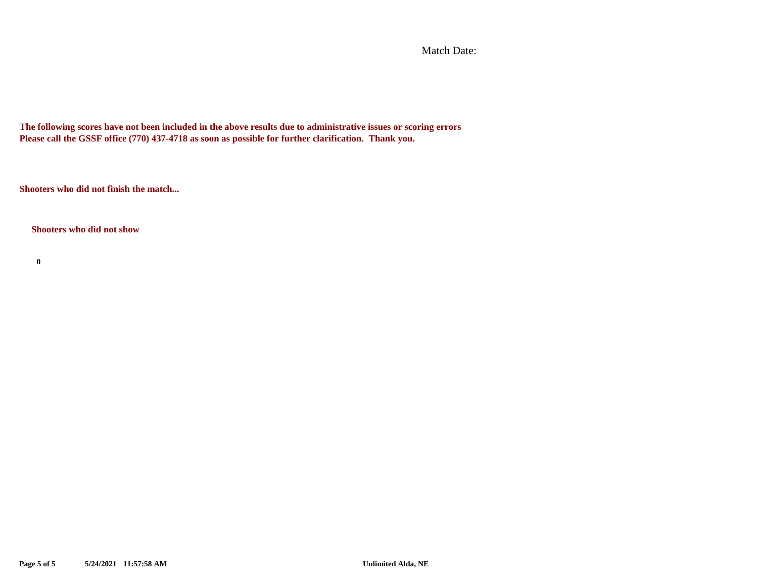Match Date:

**The following scores have not been included in the above results due to administrative issues or scoring errors**
**Please call the GSSF office (770) 437-4718 as soon as possible for further clarification. Thank you.**

**Shooters who did not finish the match...**

**Shooters who did not show**

**0**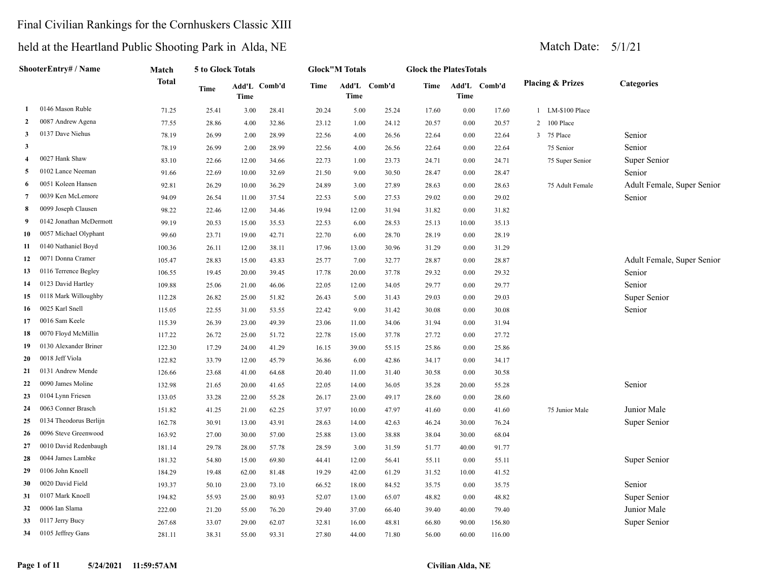# Final Civilian Rankings for the Cornhuskers Classic XIII

## held at the Heartland Public Shooting Park in Alda, NE

Match Date: 5/1/21

| | ShooterEntry# / Name | Match Total | 5 to Glock Totals | | | Glock"M Totals | | | Glock the PlatesTotals | | | Placing & Prizes | Categories |
|---|---|---|---|---|---|---|---|---|---|---|---|---|---|
| | | | Time | Add'L Time | Comb'd | Time | Add'L Time | Comb'd | Time | Add'L Time | Comb'd | | |
| 1 | 0146 Mason Ruble | 71.25 | 25.41 | 3.00 | 28.41 | 20.24 | 5.00 | 25.24 | 17.60 | 0.00 | 17.60 | 1 LM-$100 Place | |
| 2 | 0087 Andrew Agena | 77.55 | 28.86 | 4.00 | 32.86 | 23.12 | 1.00 | 24.12 | 20.57 | 0.00 | 20.57 | 2 100 Place | |
| 3 | 0137 Dave Niehus | 78.19 | 26.99 | 2.00 | 28.99 | 22.56 | 4.00 | 26.56 | 22.64 | 0.00 | 22.64 | 3 75 Place | Senior |
| 3 | | 78.19 | 26.99 | 2.00 | 28.99 | 22.56 | 4.00 | 26.56 | 22.64 | 0.00 | 22.64 | 75 Senior | Senior |
| 4 | 0027 Hank Shaw | 83.10 | 22.66 | 12.00 | 34.66 | 22.73 | 1.00 | 23.73 | 24.71 | 0.00 | 24.71 | 75 Super Senior | Super Senior |
| 5 | 0102 Lance Neeman | 91.66 | 22.69 | 10.00 | 32.69 | 21.50 | 9.00 | 30.50 | 28.47 | 0.00 | 28.47 | | Senior |
| 6 | 0051 Koleen Hansen | 92.81 | 26.29 | 10.00 | 36.29 | 24.89 | 3.00 | 27.89 | 28.63 | 0.00 | 28.63 | 75 Adult Female | Adult Female, Super Senior |
| 7 | 0039 Ken McLemore | 94.09 | 26.54 | 11.00 | 37.54 | 22.53 | 5.00 | 27.53 | 29.02 | 0.00 | 29.02 | | Senior |
| 8 | 0099 Joseph Clausen | 98.22 | 22.46 | 12.00 | 34.46 | 19.94 | 12.00 | 31.94 | 31.82 | 0.00 | 31.82 | | |
| 9 | 0142 Jonathan McDermott | 99.19 | 20.53 | 15.00 | 35.53 | 22.53 | 6.00 | 28.53 | 25.13 | 10.00 | 35.13 | | |
| 10 | 0057 Michael Olyphant | 99.60 | 23.71 | 19.00 | 42.71 | 22.70 | 6.00 | 28.70 | 28.19 | 0.00 | 28.19 | | |
| 11 | 0140 Nathaniel Boyd | 100.36 | 26.11 | 12.00 | 38.11 | 17.96 | 13.00 | 30.96 | 31.29 | 0.00 | 31.29 | | |
| 12 | 0071 Donna Cramer | 105.47 | 28.83 | 15.00 | 43.83 | 25.77 | 7.00 | 32.77 | 28.87 | 0.00 | 28.87 | | Adult Female, Super Senior |
| 13 | 0116 Terrence Begley | 106.55 | 19.45 | 20.00 | 39.45 | 17.78 | 20.00 | 37.78 | 29.32 | 0.00 | 29.32 | | Senior |
| 14 | 0123 David Hartley | 109.88 | 25.06 | 21.00 | 46.06 | 22.05 | 12.00 | 34.05 | 29.77 | 0.00 | 29.77 | | Senior |
| 15 | 0118 Mark Willoughby | 112.28 | 26.82 | 25.00 | 51.82 | 26.43 | 5.00 | 31.43 | 29.03 | 0.00 | 29.03 | | Super Senior |
| 16 | 0025 Karl Snell | 115.05 | 22.55 | 31.00 | 53.55 | 22.42 | 9.00 | 31.42 | 30.08 | 0.00 | 30.08 | | Senior |
| 17 | 0016 Sam Keele | 115.39 | 26.39 | 23.00 | 49.39 | 23.06 | 11.00 | 34.06 | 31.94 | 0.00 | 31.94 | | |
| 18 | 0070 Floyd McMillin | 117.22 | 26.72 | 25.00 | 51.72 | 22.78 | 15.00 | 37.78 | 27.72 | 0.00 | 27.72 | | |
| 19 | 0130 Alexander Briner | 122.30 | 17.29 | 24.00 | 41.29 | 16.15 | 39.00 | 55.15 | 25.86 | 0.00 | 25.86 | | |
| 20 | 0018 Jeff Viola | 122.82 | 33.79 | 12.00 | 45.79 | 36.86 | 6.00 | 42.86 | 34.17 | 0.00 | 34.17 | | |
| 21 | 0131 Andrew Mende | 126.66 | 23.68 | 41.00 | 64.68 | 20.40 | 11.00 | 31.40 | 30.58 | 0.00 | 30.58 | | |
| 22 | 0090 James Moline | 132.98 | 21.65 | 20.00 | 41.65 | 22.05 | 14.00 | 36.05 | 35.28 | 20.00 | 55.28 | | Senior |
| 23 | 0104 Lynn Friesen | 133.05 | 33.28 | 22.00 | 55.28 | 26.17 | 23.00 | 49.17 | 28.60 | 0.00 | 28.60 | | |
| 24 | 0063 Conner Brasch | 151.82 | 41.25 | 21.00 | 62.25 | 37.97 | 10.00 | 47.97 | 41.60 | 0.00 | 41.60 | 75 Junior Male | Junior Male |
| 25 | 0134 Theodorus Berlijn | 162.78 | 30.91 | 13.00 | 43.91 | 28.63 | 14.00 | 42.63 | 46.24 | 30.00 | 76.24 | | Super Senior |
| 26 | 0096 Steve Greenwood | 163.92 | 27.00 | 30.00 | 57.00 | 25.88 | 13.00 | 38.88 | 38.04 | 30.00 | 68.04 | | |
| 27 | 0010 David Redenbaugh | 181.14 | 29.78 | 28.00 | 57.78 | 28.59 | 3.00 | 31.59 | 51.77 | 40.00 | 91.77 | | |
| 28 | 0044 James Lambke | 181.32 | 54.80 | 15.00 | 69.80 | 44.41 | 12.00 | 56.41 | 55.11 | 0.00 | 55.11 | | Super Senior |
| 29 | 0106 John Knoell | 184.29 | 19.48 | 62.00 | 81.48 | 19.29 | 42.00 | 61.29 | 31.52 | 10.00 | 41.52 | | |
| 30 | 0020 David Field | 193.37 | 50.10 | 23.00 | 73.10 | 66.52 | 18.00 | 84.52 | 35.75 | 0.00 | 35.75 | | Senior |
| 31 | 0107 Mark Knoell | 194.82 | 55.93 | 25.00 | 80.93 | 52.07 | 13.00 | 65.07 | 48.82 | 0.00 | 48.82 | | Super Senior |
| 32 | 0006 Ian Slama | 222.00 | 21.20 | 55.00 | 76.20 | 29.40 | 37.00 | 66.40 | 39.40 | 40.00 | 79.40 | | Junior Male |
| 33 | 0117 Jerry Bucy | 267.68 | 33.07 | 29.00 | 62.07 | 32.81 | 16.00 | 48.81 | 66.80 | 90.00 | 156.80 | | Super Senior |
| 34 | 0105 Jeffrey Gans | 281.11 | 38.31 | 55.00 | 93.31 | 27.80 | 44.00 | 71.80 | 56.00 | 60.00 | 116.00 | | |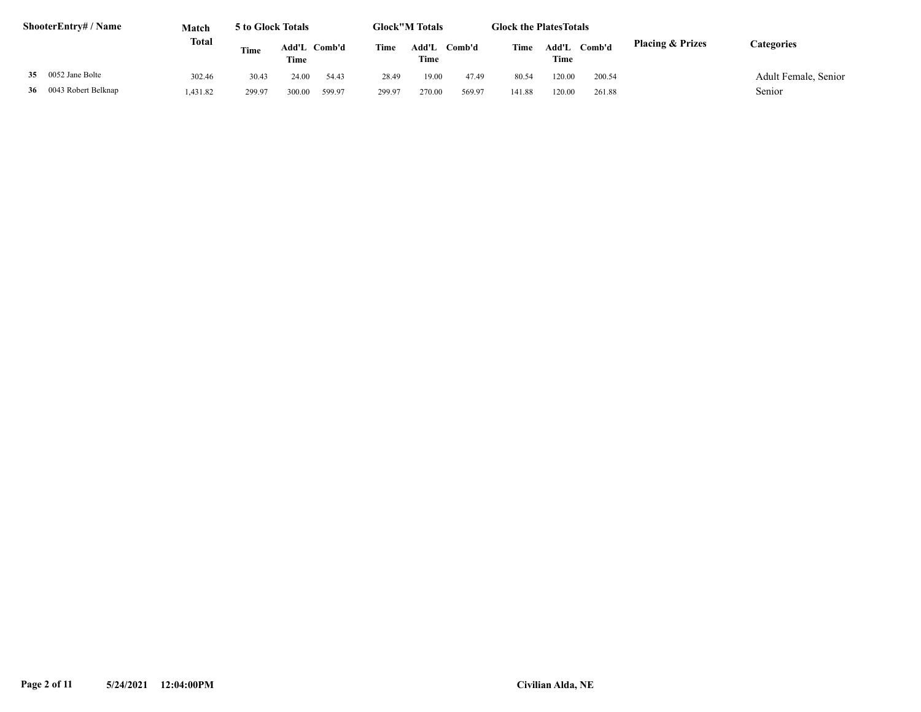| ShooterEntry# / Name | | Match Total | 5 to Glock Totals | | | Glock"M Totals | | | Glock the PlatesTotals | | | Placing & Prizes | Categories |
|---|---|---|---|---|---|---|---|---|---|---|---|---|---|
| | | | Time | Add'L Time | Comb'd | Time | Add'L Time | Comb'd | Time | Add'L Time | Comb'd | | |
| 35 | 0052 Jane Bolte | 302.46 | 30.43 | 24.00 | 54.43 | 28.49 | 19.00 | 47.49 | 80.54 | 120.00 | 200.54 | | Adult Female, Senior |
| 36 | 0043 Robert Belknap | 1,431.82 | 299.97 | 300.00 | 599.97 | 299.97 | 270.00 | 569.97 | 141.88 | 120.00 | 261.88 | | Senior |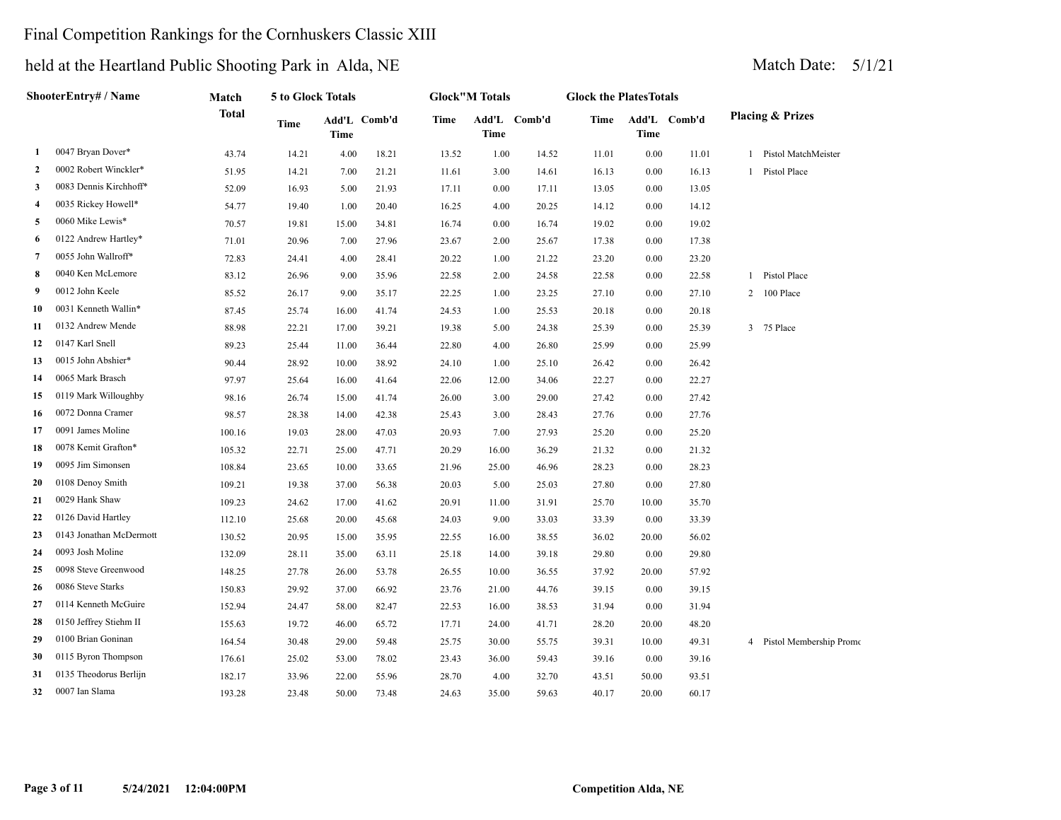Final Competition Rankings for the Cornhuskers Classic XIII

held at the Heartland Public Shooting Park in Alda, NE

Match Date: 5/1/21

| | ShooterEntry# / Name | Match Total | 5 to Glock Totals | | | Glock"M Totals | | | Glock the PlatesTotals | | | Placing & Prizes |
|---|---|---|---|---|---|---|---|---|---|---|---|---|
| | | | Time | Add'L Time | Comb'd | Time | Add'L Time | Comb'd | Time | Add'L Time | Comb'd | |
| 1 | 0047 Bryan Dover* | 43.74 | 14.21 | 4.00 | 18.21 | 13.52 | 1.00 | 14.52 | 11.01 | 0.00 | 11.01 | 1 Pistol MatchMeister |
| 2 | 0002 Robert Winckler* | 51.95 | 14.21 | 7.00 | 21.21 | 11.61 | 3.00 | 14.61 | 16.13 | 0.00 | 16.13 | 1 Pistol Place |
| 3 | 0083 Dennis Kirchhoff* | 52.09 | 16.93 | 5.00 | 21.93 | 17.11 | 0.00 | 17.11 | 13.05 | 0.00 | 13.05 | |
| 4 | 0035 Rickey Howell* | 54.77 | 19.40 | 1.00 | 20.40 | 16.25 | 4.00 | 20.25 | 14.12 | 0.00 | 14.12 | |
| 5 | 0060 Mike Lewis* | 70.57 | 19.81 | 15.00 | 34.81 | 16.74 | 0.00 | 16.74 | 19.02 | 0.00 | 19.02 | |
| 6 | 0122 Andrew Hartley* | 71.01 | 20.96 | 7.00 | 27.96 | 23.67 | 2.00 | 25.67 | 17.38 | 0.00 | 17.38 | |
| 7 | 0055 John Wallroff* | 72.83 | 24.41 | 4.00 | 28.41 | 20.22 | 1.00 | 21.22 | 23.20 | 0.00 | 23.20 | |
| 8 | 0040 Ken McLemore | 83.12 | 26.96 | 9.00 | 35.96 | 22.58 | 2.00 | 24.58 | 22.58 | 0.00 | 22.58 | 1 Pistol Place |
| 9 | 0012 John Keele | 85.52 | 26.17 | 9.00 | 35.17 | 22.25 | 1.00 | 23.25 | 27.10 | 0.00 | 27.10 | 2 100 Place |
| 10 | 0031 Kenneth Wallin* | 87.45 | 25.74 | 16.00 | 41.74 | 24.53 | 1.00 | 25.53 | 20.18 | 0.00 | 20.18 | |
| 11 | 0132 Andrew Mende | 88.98 | 22.21 | 17.00 | 39.21 | 19.38 | 5.00 | 24.38 | 25.39 | 0.00 | 25.39 | 3 75 Place |
| 12 | 0147 Karl Snell | 89.23 | 25.44 | 11.00 | 36.44 | 22.80 | 4.00 | 26.80 | 25.99 | 0.00 | 25.99 | |
| 13 | 0015 John Abshier* | 90.44 | 28.92 | 10.00 | 38.92 | 24.10 | 1.00 | 25.10 | 26.42 | 0.00 | 26.42 | |
| 14 | 0065 Mark Brasch | 97.97 | 25.64 | 16.00 | 41.64 | 22.06 | 12.00 | 34.06 | 22.27 | 0.00 | 22.27 | |
| 15 | 0119 Mark Willoughby | 98.16 | 26.74 | 15.00 | 41.74 | 26.00 | 3.00 | 29.00 | 27.42 | 0.00 | 27.42 | |
| 16 | 0072 Donna Cramer | 98.57 | 28.38 | 14.00 | 42.38 | 25.43 | 3.00 | 28.43 | 27.76 | 0.00 | 27.76 | |
| 17 | 0091 James Moline | 100.16 | 19.03 | 28.00 | 47.03 | 20.93 | 7.00 | 27.93 | 25.20 | 0.00 | 25.20 | |
| 18 | 0078 Kemit Grafton* | 105.32 | 22.71 | 25.00 | 47.71 | 20.29 | 16.00 | 36.29 | 21.32 | 0.00 | 21.32 | |
| 19 | 0095 Jim Simonsen | 108.84 | 23.65 | 10.00 | 33.65 | 21.96 | 25.00 | 46.96 | 28.23 | 0.00 | 28.23 | |
| 20 | 0108 Denoy Smith | 109.21 | 19.38 | 37.00 | 56.38 | 20.03 | 5.00 | 25.03 | 27.80 | 0.00 | 27.80 | |
| 21 | 0029 Hank Shaw | 109.23 | 24.62 | 17.00 | 41.62 | 20.91 | 11.00 | 31.91 | 25.70 | 10.00 | 35.70 | |
| 22 | 0126 David Hartley | 112.10 | 25.68 | 20.00 | 45.68 | 24.03 | 9.00 | 33.03 | 33.39 | 0.00 | 33.39 | |
| 23 | 0143 Jonathan McDermott | 130.52 | 20.95 | 15.00 | 35.95 | 22.55 | 16.00 | 38.55 | 36.02 | 20.00 | 56.02 | |
| 24 | 0093 Josh Moline | 132.09 | 28.11 | 35.00 | 63.11 | 25.18 | 14.00 | 39.18 | 29.80 | 0.00 | 29.80 | |
| 25 | 0098 Steve Greenwood | 148.25 | 27.78 | 26.00 | 53.78 | 26.55 | 10.00 | 36.55 | 37.92 | 20.00 | 57.92 | |
| 26 | 0086 Steve Starks | 150.83 | 29.92 | 37.00 | 66.92 | 23.76 | 21.00 | 44.76 | 39.15 | 0.00 | 39.15 | |
| 27 | 0114 Kenneth McGuire | 152.94 | 24.47 | 58.00 | 82.47 | 22.53 | 16.00 | 38.53 | 31.94 | 0.00 | 31.94 | |
| 28 | 0150 Jeffrey Stiehm II | 155.63 | 19.72 | 46.00 | 65.72 | 17.71 | 24.00 | 41.71 | 28.20 | 20.00 | 48.20 | |
| 29 | 0100 Brian Goninan | 164.54 | 30.48 | 29.00 | 59.48 | 25.75 | 30.00 | 55.75 | 39.31 | 10.00 | 49.31 | 4 Pistol Membership Promo |
| 30 | 0115 Byron Thompson | 176.61 | 25.02 | 53.00 | 78.02 | 23.43 | 36.00 | 59.43 | 39.16 | 0.00 | 39.16 | |
| 31 | 0135 Theodorus Berlijn | 182.17 | 33.96 | 22.00 | 55.96 | 28.70 | 4.00 | 32.70 | 43.51 | 50.00 | 93.51 | |
| 32 | 0007 Ian Slama | 193.28 | 23.48 | 50.00 | 73.48 | 24.63 | 35.00 | 59.63 | 40.17 | 20.00 | 60.17 | |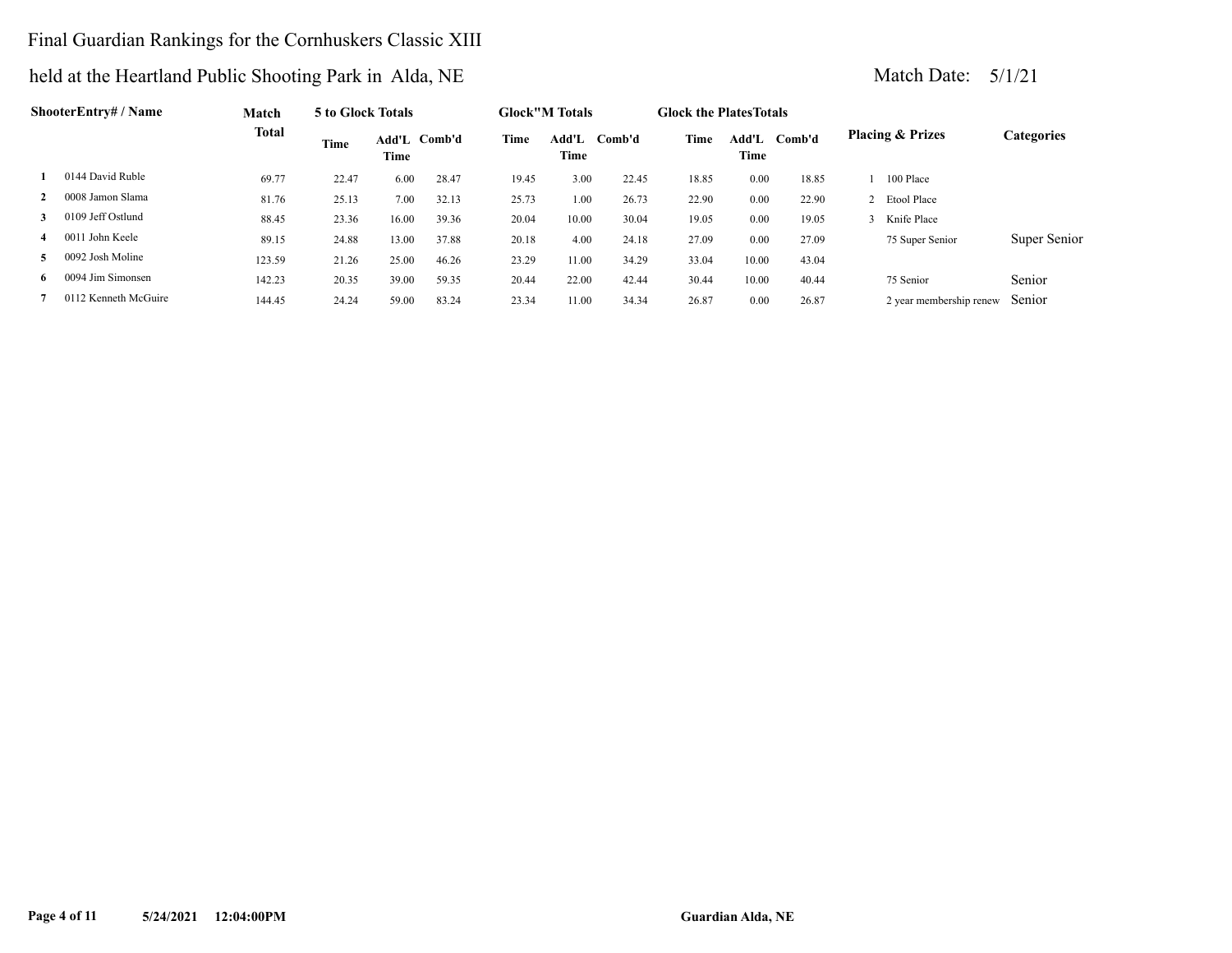# Final Guardian Rankings for the Cornhuskers Classic XIII

## held at the Heartland Public Shooting Park in Alda, NE

Match Date: 5/1/21

| | ShooterEntry# / Name | Match Total | 5 to Glock Totals | | | Glock"M Totals | | | Glock the PlatesTotals | | | Placing & Prizes | Categories |
|---|---|---|---|---|---|---|---|---|---|---|---|---|---|
| | | | Time | Add'L Time | Comb'd | Time | Add'L Time | Comb'd | Time | Add'L Time | Comb'd | | |
| 1 | 0144 David Ruble | 69.77 | 22.47 | 6.00 | 28.47 | 19.45 | 3.00 | 22.45 | 18.85 | 0.00 | 18.85 | 1 100 Place | |
| 2 | 0008 Jamon Slama | 81.76 | 25.13 | 7.00 | 32.13 | 25.73 | 1.00 | 26.73 | 22.90 | 0.00 | 22.90 | 2 Etool Place | |
| 3 | 0109 Jeff Ostlund | 88.45 | 23.36 | 16.00 | 39.36 | 20.04 | 10.00 | 30.04 | 19.05 | 0.00 | 19.05 | 3 Knife Place | |
| 4 | 0011 John Keele | 89.15 | 24.88 | 13.00 | 37.88 | 20.18 | 4.00 | 24.18 | 27.09 | 0.00 | 27.09 | 75 Super Senior | Super Senior |
| 5 | 0092 Josh Moline | 123.59 | 21.26 | 25.00 | 46.26 | 23.29 | 11.00 | 34.29 | 33.04 | 10.00 | 43.04 | | |
| 6 | 0094 Jim Simonsen | 142.23 | 20.35 | 39.00 | 59.35 | 20.44 | 22.00 | 42.44 | 30.44 | 10.00 | 40.44 | 75 Senior | Senior |
| 7 | 0112 Kenneth McGuire | 144.45 | 24.24 | 59.00 | 83.24 | 23.34 | 11.00 | 34.34 | 26.87 | 0.00 | 26.87 | 2 year membership renew | Senior |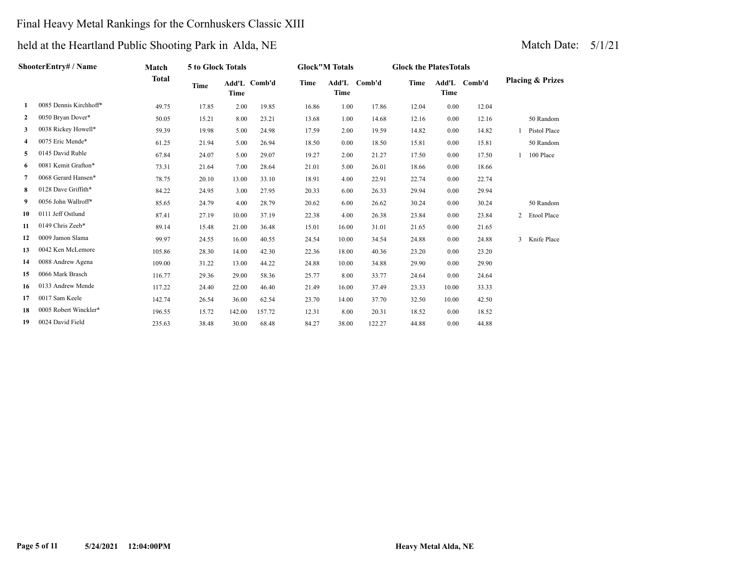# Final Heavy Metal Rankings for the Cornhuskers Classic XIII

held at the Heartland Public Shooting Park in Alda, NE

Match Date: 5/1/21

| | ShooterEntry# / Name | Match Total | 5 to Glock Totals | | | Glock"M Totals | | | Glock the PlatesTotals | | | Placing & Prizes |
|---|---|---|---|---|---|---|---|---|---|---|---|---|
| | | | Time | Add'L Time | Comb'd | Time | Add'L Time | Comb'd | Time | Add'L Time | Comb'd | |
| 1 | 0085 Dennis Kirchhoff* | 49.75 | 17.85 | 2.00 | 19.85 | 16.86 | 1.00 | 17.86 | 12.04 | 0.00 | 12.04 | |
| 2 | 0050 Bryan Dover* | 50.05 | 15.21 | 8.00 | 23.21 | 13.68 | 1.00 | 14.68 | 12.16 | 0.00 | 12.16 | 50 Random |
| 3 | 0038 Rickey Howell* | 59.39 | 19.98 | 5.00 | 24.98 | 17.59 | 2.00 | 19.59 | 14.82 | 0.00 | 14.82 | 1 Pistol Place |
| 4 | 0075 Eric Mende* | 61.25 | 21.94 | 5.00 | 26.94 | 18.50 | 0.00 | 18.50 | 15.81 | 0.00 | 15.81 | 50 Random |
| 5 | 0145 David Ruble | 67.84 | 24.07 | 5.00 | 29.07 | 19.27 | 2.00 | 21.27 | 17.50 | 0.00 | 17.50 | 1 100 Place |
| 6 | 0081 Kemit Grafton* | 73.31 | 21.64 | 7.00 | 28.64 | 21.01 | 5.00 | 26.01 | 18.66 | 0.00 | 18.66 | |
| 7 | 0068 Gerard Hansen* | 78.75 | 20.10 | 13.00 | 33.10 | 18.91 | 4.00 | 22.91 | 22.74 | 0.00 | 22.74 | |
| 8 | 0128 Dave Griffith* | 84.22 | 24.95 | 3.00 | 27.95 | 20.33 | 6.00 | 26.33 | 29.94 | 0.00 | 29.94 | |
| 9 | 0056 John Wallroff* | 85.65 | 24.79 | 4.00 | 28.79 | 20.62 | 6.00 | 26.62 | 30.24 | 0.00 | 30.24 | 50 Random |
| 10 | 0111 Jeff Ostlund | 87.41 | 27.19 | 10.00 | 37.19 | 22.38 | 4.00 | 26.38 | 23.84 | 0.00 | 23.84 | 2 Etool Place |
| 11 | 0149 Chris Zeeb* | 89.14 | 15.48 | 21.00 | 36.48 | 15.01 | 16.00 | 31.01 | 21.65 | 0.00 | 21.65 | |
| 12 | 0009 Jamon Slama | 99.97 | 24.55 | 16.00 | 40.55 | 24.54 | 10.00 | 34.54 | 24.88 | 0.00 | 24.88 | 3 Knife Place |
| 13 | 0042 Ken McLemore | 105.86 | 28.30 | 14.00 | 42.30 | 22.36 | 18.00 | 40.36 | 23.20 | 0.00 | 23.20 | |
| 14 | 0088 Andrew Agena | 109.00 | 31.22 | 13.00 | 44.22 | 24.88 | 10.00 | 34.88 | 29.90 | 0.00 | 29.90 | |
| 15 | 0066 Mark Brasch | 116.77 | 29.36 | 29.00 | 58.36 | 25.77 | 8.00 | 33.77 | 24.64 | 0.00 | 24.64 | |
| 16 | 0133 Andrew Mende | 117.22 | 24.40 | 22.00 | 46.40 | 21.49 | 16.00 | 37.49 | 23.33 | 10.00 | 33.33 | |
| 17 | 0017 Sam Keele | 142.74 | 26.54 | 36.00 | 62.54 | 23.70 | 14.00 | 37.70 | 32.50 | 10.00 | 42.50 | |
| 18 | 0005 Robert Winckler* | 196.55 | 15.72 | 142.00 | 157.72 | 12.31 | 8.00 | 20.31 | 18.52 | 0.00 | 18.52 | |
| 19 | 0024 David Field | 235.63 | 38.48 | 30.00 | 68.48 | 84.27 | 38.00 | 122.27 | 44.88 | 0.00 | 44.88 | |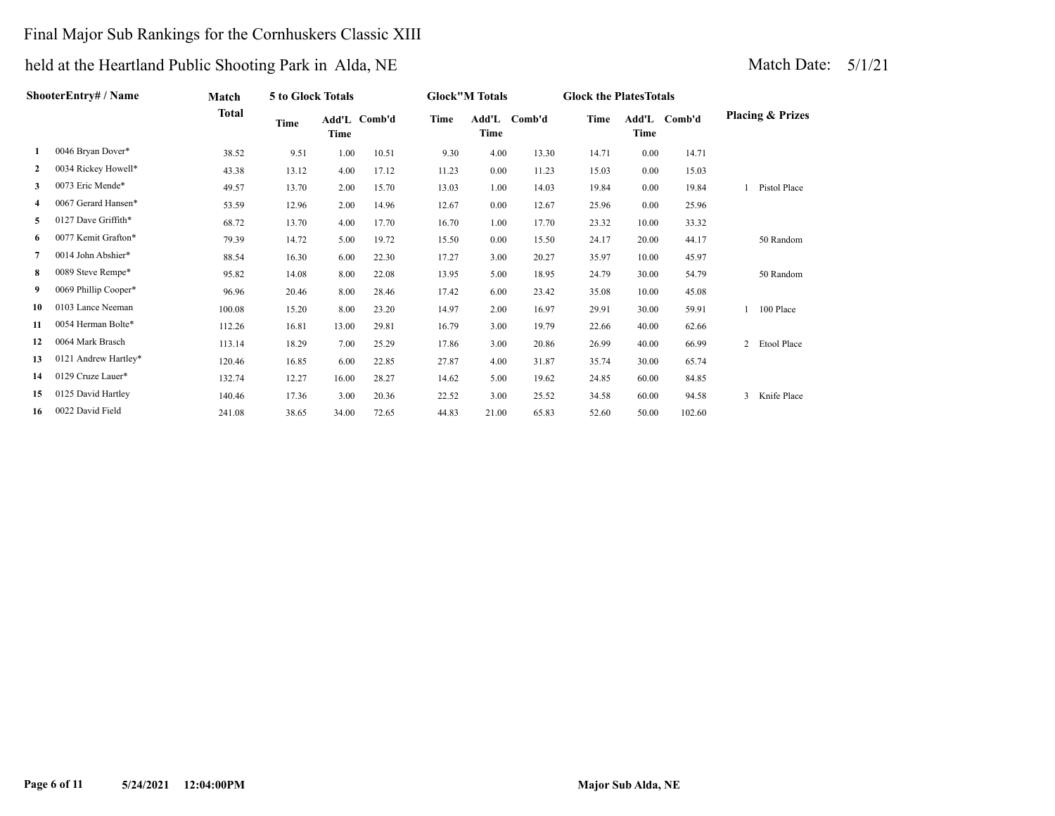# Final Major Sub Rankings for the Cornhuskers Classic XIII

## held at the Heartland Public Shooting Park in Alda, NE

Match Date: 5/1/21

| | ShooterEntry# / Name | Match Total | 5 to Glock Totals | | | Glock"M Totals | | | Glock the PlatesTotals | | | Placing & Prizes |
|---|---|---|---|---|---|---|---|---|---|---|---|---|
| | | | Time | Add'L Time | Comb'd | Time | Add'L Time | Comb'd | Time | Add'L Time | Comb'd | |
| 1 | 0046 Bryan Dover* | 38.52 | 9.51 | 1.00 | 10.51 | 9.30 | 4.00 | 13.30 | 14.71 | 0.00 | 14.71 | |
| 2 | 0034 Rickey Howell* | 43.38 | 13.12 | 4.00 | 17.12 | 11.23 | 0.00 | 11.23 | 15.03 | 0.00 | 15.03 | |
| 3 | 0073 Eric Mende* | 49.57 | 13.70 | 2.00 | 15.70 | 13.03 | 1.00 | 14.03 | 19.84 | 0.00 | 19.84 | 1 Pistol Place |
| 4 | 0067 Gerard Hansen* | 53.59 | 12.96 | 2.00 | 14.96 | 12.67 | 0.00 | 12.67 | 25.96 | 0.00 | 25.96 | |
| 5 | 0127 Dave Griffith* | 68.72 | 13.70 | 4.00 | 17.70 | 16.70 | 1.00 | 17.70 | 23.32 | 10.00 | 33.32 | |
| 6 | 0077 Kemit Grafton* | 79.39 | 14.72 | 5.00 | 19.72 | 15.50 | 0.00 | 15.50 | 24.17 | 20.00 | 44.17 | 50 Random |
| 7 | 0014 John Abshier* | 88.54 | 16.30 | 6.00 | 22.30 | 17.27 | 3.00 | 20.27 | 35.97 | 10.00 | 45.97 | |
| 8 | 0089 Steve Rempe* | 95.82 | 14.08 | 8.00 | 22.08 | 13.95 | 5.00 | 18.95 | 24.79 | 30.00 | 54.79 | 50 Random |
| 9 | 0069 Phillip Cooper* | 96.96 | 20.46 | 8.00 | 28.46 | 17.42 | 6.00 | 23.42 | 35.08 | 10.00 | 45.08 | |
| 10 | 0103 Lance Neeman | 100.08 | 15.20 | 8.00 | 23.20 | 14.97 | 2.00 | 16.97 | 29.91 | 30.00 | 59.91 | 1 100 Place |
| 11 | 0054 Herman Bolte* | 112.26 | 16.81 | 13.00 | 29.81 | 16.79 | 3.00 | 19.79 | 22.66 | 40.00 | 62.66 | |
| 12 | 0064 Mark Brasch | 113.14 | 18.29 | 7.00 | 25.29 | 17.86 | 3.00 | 20.86 | 26.99 | 40.00 | 66.99 | 2 Etool Place |
| 13 | 0121 Andrew Hartley* | 120.46 | 16.85 | 6.00 | 22.85 | 27.87 | 4.00 | 31.87 | 35.74 | 30.00 | 65.74 | |
| 14 | 0129 Cruze Lauer* | 132.74 | 12.27 | 16.00 | 28.27 | 14.62 | 5.00 | 19.62 | 24.85 | 60.00 | 84.85 | |
| 15 | 0125 David Hartley | 140.46 | 17.36 | 3.00 | 20.36 | 22.52 | 3.00 | 25.52 | 34.58 | 60.00 | 94.58 | 3 Knife Place |
| 16 | 0022 David Field | 241.08 | 38.65 | 34.00 | 72.65 | 44.83 | 21.00 | 65.83 | 52.60 | 50.00 | 102.60 | |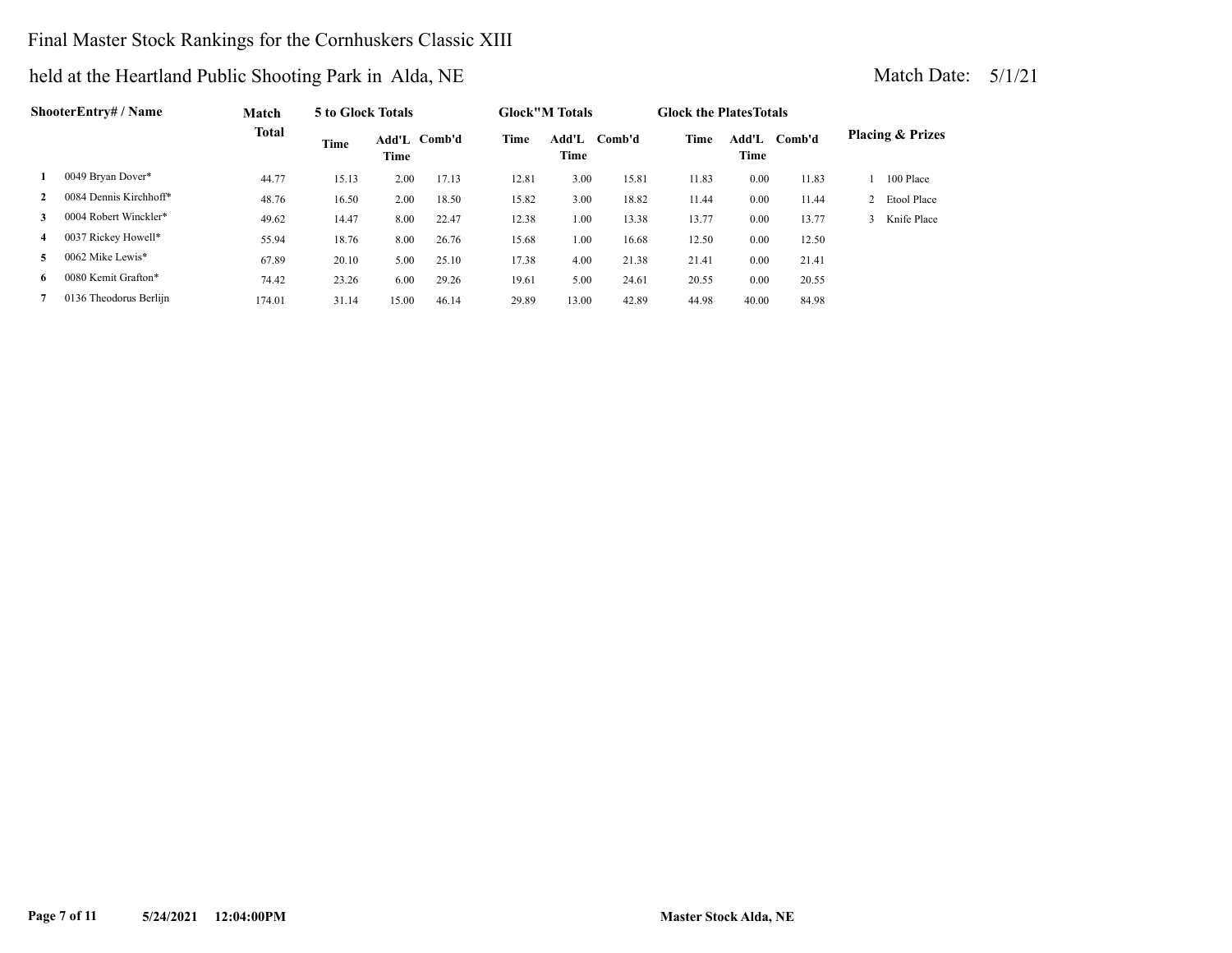# Final Master Stock Rankings for the Cornhuskers Classic XIII

## held at the Heartland Public Shooting Park in Alda, NE

Match Date: 5/1/21

| | ShooterEntry# / Name | Match Total | 5 to Glock Totals | | | Glock"M Totals | | | Glock the PlatesTotals | | | Placing & Prizes |
|---|---|---|---|---|---|---|---|---|---|---|---|---|
| | | | Time | Add'L Time | Comb'd | Time | Add'L Time | Comb'd | Time | Add'L Time | Comb'd | |
| 1 | 0049 Bryan Dover* | 44.77 | 15.13 | 2.00 | 17.13 | 12.81 | 3.00 | 15.81 | 11.83 | 0.00 | 11.83 | 1 100 Place |
| 2 | 0084 Dennis Kirchhoff* | 48.76 | 16.50 | 2.00 | 18.50 | 15.82 | 3.00 | 18.82 | 11.44 | 0.00 | 11.44 | 2 Etool Place |
| 3 | 0004 Robert Winckler* | 49.62 | 14.47 | 8.00 | 22.47 | 12.38 | 1.00 | 13.38 | 13.77 | 0.00 | 13.77 | 3 Knife Place |
| 4 | 0037 Rickey Howell* | 55.94 | 18.76 | 8.00 | 26.76 | 15.68 | 1.00 | 16.68 | 12.50 | 0.00 | 12.50 | |
| 5 | 0062 Mike Lewis* | 67.89 | 20.10 | 5.00 | 25.10 | 17.38 | 4.00 | 21.38 | 21.41 | 0.00 | 21.41 | |
| 6 | 0080 Kemit Grafton* | 74.42 | 23.26 | 6.00 | 29.26 | 19.61 | 5.00 | 24.61 | 20.55 | 0.00 | 20.55 | |
| 7 | 0136 Theodorus Berlijn | 174.01 | 31.14 | 15.00 | 46.14 | 29.89 | 13.00 | 42.89 | 44.98 | 40.00 | 84.98 | |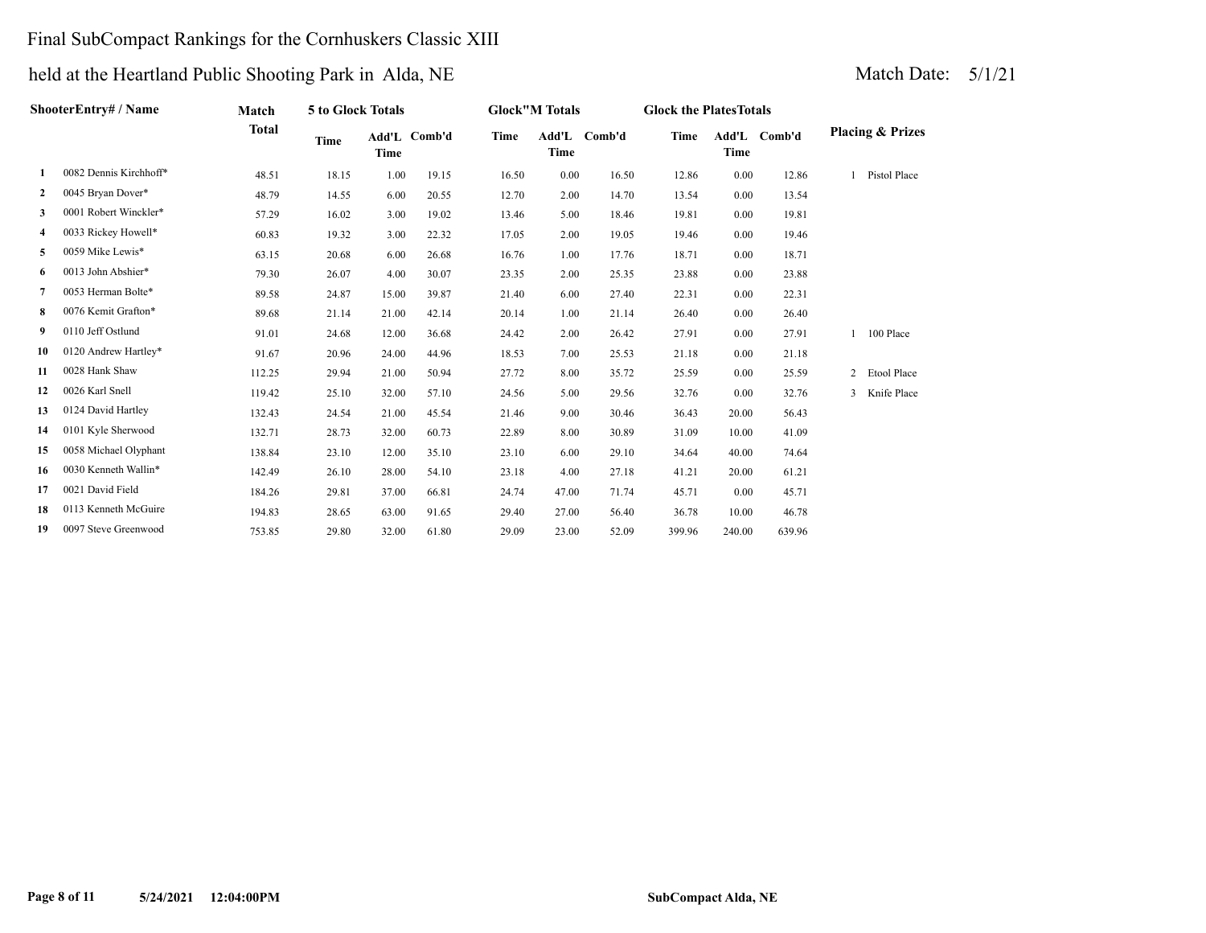# Final SubCompact Rankings for the Cornhuskers Classic XIII

## held at the Heartland Public Shooting Park in Alda, NE

Match Date: 5/1/21

| | ShooterEntry# / Name | Match Total | 5 to Glock Totals | | | Glock"M Totals | | | Glock the PlatesTotals | | | Placing & Prizes |
|---|---|---|---|---|---|---|---|---|---|---|---|---|
| | | | Time | Add'L Time | Comb'd | Time | Add'L Time | Comb'd | Time | Add'L Time | Comb'd | |
| 1 | 0082 Dennis Kirchhoff* | 48.51 | 18.15 | 1.00 | 19.15 | 16.50 | 0.00 | 16.50 | 12.86 | 0.00 | 12.86 | 1 Pistol Place |
| 2 | 0045 Bryan Dover* | 48.79 | 14.55 | 6.00 | 20.55 | 12.70 | 2.00 | 14.70 | 13.54 | 0.00 | 13.54 | |
| 3 | 0001 Robert Winckler* | 57.29 | 16.02 | 3.00 | 19.02 | 13.46 | 5.00 | 18.46 | 19.81 | 0.00 | 19.81 | |
| 4 | 0033 Rickey Howell* | 60.83 | 19.32 | 3.00 | 22.32 | 17.05 | 2.00 | 19.05 | 19.46 | 0.00 | 19.46 | |
| 5 | 0059 Mike Lewis* | 63.15 | 20.68 | 6.00 | 26.68 | 16.76 | 1.00 | 17.76 | 18.71 | 0.00 | 18.71 | |
| 6 | 0013 John Abshier* | 79.30 | 26.07 | 4.00 | 30.07 | 23.35 | 2.00 | 25.35 | 23.88 | 0.00 | 23.88 | |
| 7 | 0053 Herman Bolte* | 89.58 | 24.87 | 15.00 | 39.87 | 21.40 | 6.00 | 27.40 | 22.31 | 0.00 | 22.31 | |
| 8 | 0076 Kemit Grafton* | 89.68 | 21.14 | 21.00 | 42.14 | 20.14 | 1.00 | 21.14 | 26.40 | 0.00 | 26.40 | |
| 9 | 0110 Jeff Ostlund | 91.01 | 24.68 | 12.00 | 36.68 | 24.42 | 2.00 | 26.42 | 27.91 | 0.00 | 27.91 | 1 100 Place |
| 10 | 0120 Andrew Hartley* | 91.67 | 20.96 | 24.00 | 44.96 | 18.53 | 7.00 | 25.53 | 21.18 | 0.00 | 21.18 | |
| 11 | 0028 Hank Shaw | 112.25 | 29.94 | 21.00 | 50.94 | 27.72 | 8.00 | 35.72 | 25.59 | 0.00 | 25.59 | 2 Etool Place |
| 12 | 0026 Karl Snell | 119.42 | 25.10 | 32.00 | 57.10 | 24.56 | 5.00 | 29.56 | 32.76 | 0.00 | 32.76 | 3 Knife Place |
| 13 | 0124 David Hartley | 132.43 | 24.54 | 21.00 | 45.54 | 21.46 | 9.00 | 30.46 | 36.43 | 20.00 | 56.43 | |
| 14 | 0101 Kyle Sherwood | 132.71 | 28.73 | 32.00 | 60.73 | 22.89 | 8.00 | 30.89 | 31.09 | 10.00 | 41.09 | |
| 15 | 0058 Michael Olyphant | 138.84 | 23.10 | 12.00 | 35.10 | 23.10 | 6.00 | 29.10 | 34.64 | 40.00 | 74.64 | |
| 16 | 0030 Kenneth Wallin* | 142.49 | 26.10 | 28.00 | 54.10 | 23.18 | 4.00 | 27.18 | 41.21 | 20.00 | 61.21 | |
| 17 | 0021 David Field | 184.26 | 29.81 | 37.00 | 66.81 | 24.74 | 47.00 | 71.74 | 45.71 | 0.00 | 45.71 | |
| 18 | 0113 Kenneth McGuire | 194.83 | 28.65 | 63.00 | 91.65 | 29.40 | 27.00 | 56.40 | 36.78 | 10.00 | 46.78 | |
| 19 | 0097 Steve Greenwood | 753.85 | 29.80 | 32.00 | 61.80 | 29.09 | 23.00 | 52.09 | 399.96 | 240.00 | 639.96 | |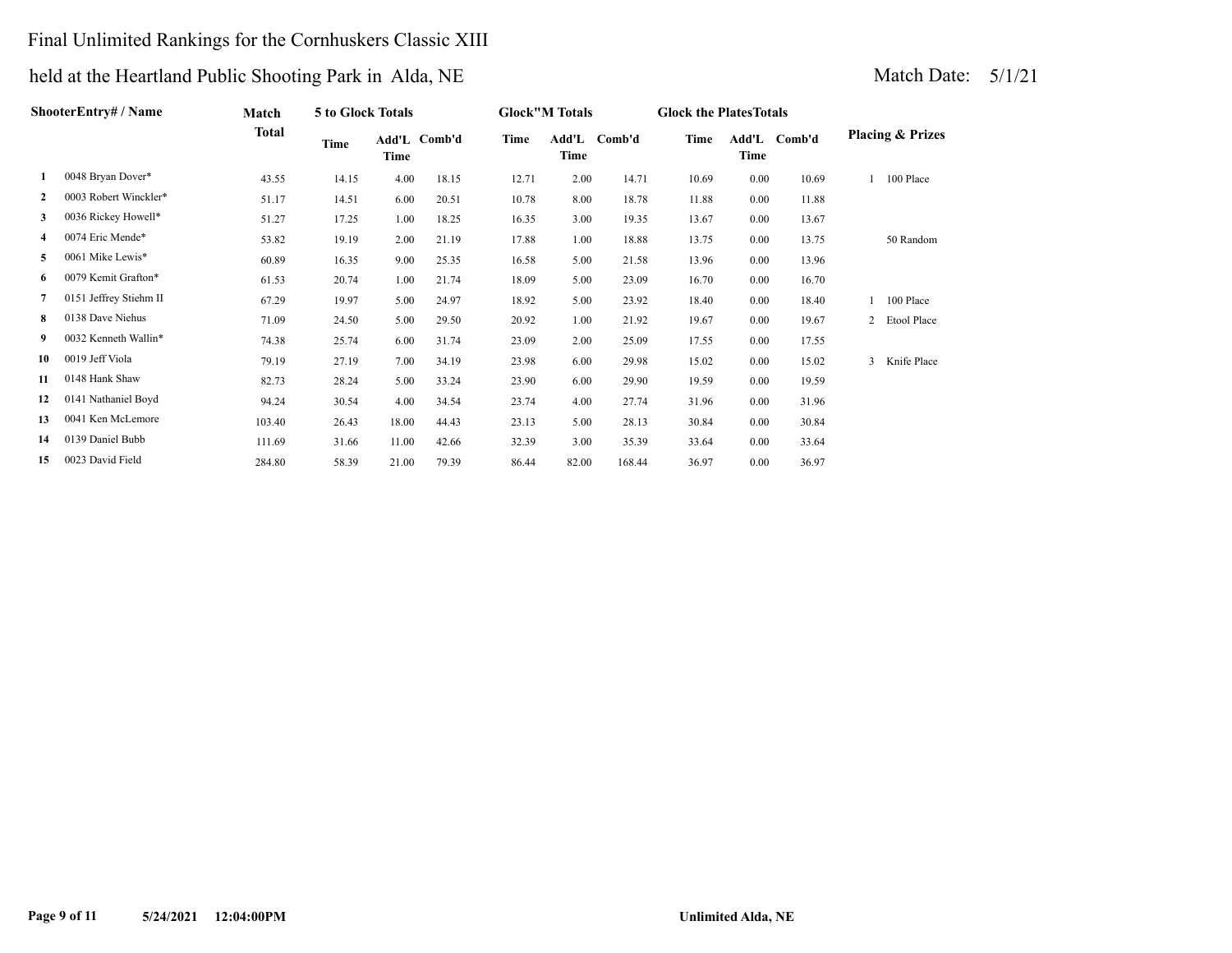# Final Unlimited Rankings for the Cornhuskers Classic XIII

## held at the Heartland Public Shooting Park in Alda, NE

Match Date: 5/1/21

| | ShooterEntry# / Name | Match Total | 5 to Glock Totals | | | Glock"M Totals | | | Glock the PlatesTotals | | | Placing & Prizes | |
|---|---|---|---|---|---|---|---|---|---|---|---|---|---|
| | | | Time | Add'L Time | Comb'd | Time | Add'L Time | Comb'd | Time | Add'L Time | Comb'd | | |
| 1 | 0048 Bryan Dover* | 43.55 | 14.15 | 4.00 | 18.15 | 12.71 | 2.00 | 14.71 | 10.69 | 0.00 | 10.69 | 1 | 100 Place |
| 2 | 0003 Robert Winckler* | 51.17 | 14.51 | 6.00 | 20.51 | 10.78 | 8.00 | 18.78 | 11.88 | 0.00 | 11.88 | | |
| 3 | 0036 Rickey Howell* | 51.27 | 17.25 | 1.00 | 18.25 | 16.35 | 3.00 | 19.35 | 13.67 | 0.00 | 13.67 | | |
| 4 | 0074 Eric Mende* | 53.82 | 19.19 | 2.00 | 21.19 | 17.88 | 1.00 | 18.88 | 13.75 | 0.00 | 13.75 | | 50 Random |
| 5 | 0061 Mike Lewis* | 60.89 | 16.35 | 9.00 | 25.35 | 16.58 | 5.00 | 21.58 | 13.96 | 0.00 | 13.96 | | |
| 6 | 0079 Kemit Grafton* | 61.53 | 20.74 | 1.00 | 21.74 | 18.09 | 5.00 | 23.09 | 16.70 | 0.00 | 16.70 | | |
| 7 | 0151 Jeffrey Stiehm II | 67.29 | 19.97 | 5.00 | 24.97 | 18.92 | 5.00 | 23.92 | 18.40 | 0.00 | 18.40 | 1 | 100 Place |
| 8 | 0138 Dave Niehus | 71.09 | 24.50 | 5.00 | 29.50 | 20.92 | 1.00 | 21.92 | 19.67 | 0.00 | 19.67 | 2 | Etool Place |
| 9 | 0032 Kenneth Wallin* | 74.38 | 25.74 | 6.00 | 31.74 | 23.09 | 2.00 | 25.09 | 17.55 | 0.00 | 17.55 | | |
| 10 | 0019 Jeff Viola | 79.19 | 27.19 | 7.00 | 34.19 | 23.98 | 6.00 | 29.98 | 15.02 | 0.00 | 15.02 | 3 | Knife Place |
| 11 | 0148 Hank Shaw | 82.73 | 28.24 | 5.00 | 33.24 | 23.90 | 6.00 | 29.90 | 19.59 | 0.00 | 19.59 | | |
| 12 | 0141 Nathaniel Boyd | 94.24 | 30.54 | 4.00 | 34.54 | 23.74 | 4.00 | 27.74 | 31.96 | 0.00 | 31.96 | | |
| 13 | 0041 Ken McLemore | 103.40 | 26.43 | 18.00 | 44.43 | 23.13 | 5.00 | 28.13 | 30.84 | 0.00 | 30.84 | | |
| 14 | 0139 Daniel Bubb | 111.69 | 31.66 | 11.00 | 42.66 | 32.39 | 3.00 | 35.39 | 33.64 | 0.00 | 33.64 | | |
| 15 | 0023 David Field | 284.80 | 58.39 | 21.00 | 79.39 | 86.44 | 82.00 | 168.44 | 36.97 | 0.00 | 36.97 | | |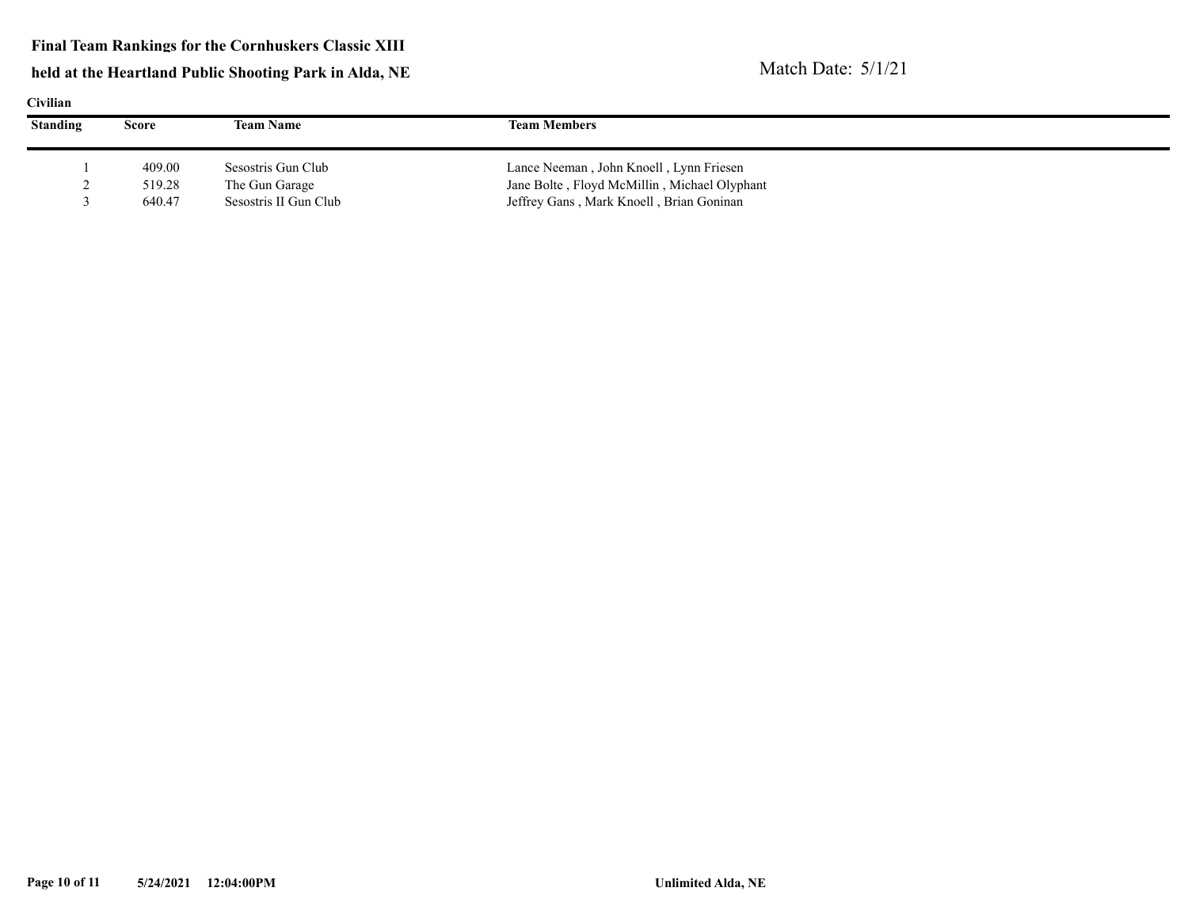**Final Team Rankings for the Cornhuskers Classic XIII**

**held at the Heartland Public Shooting Park in Alda, NE**

Match Date: 5/1/21

**Civilian**

| Standing | Score | Team Name | Team Members |
|---|---|---|---|
| 1 | 409.00 | Sesostris Gun Club | Lance Neeman , John Knoell , Lynn Friesen |
| 2 | 519.28 | The Gun Garage | Jane Bolte , Floyd McMillin , Michael Olyphant |
| 3 | 640.47 | Sesostris II Gun Club | Jeffrey Gans , Mark Knoell , Brian Goninan |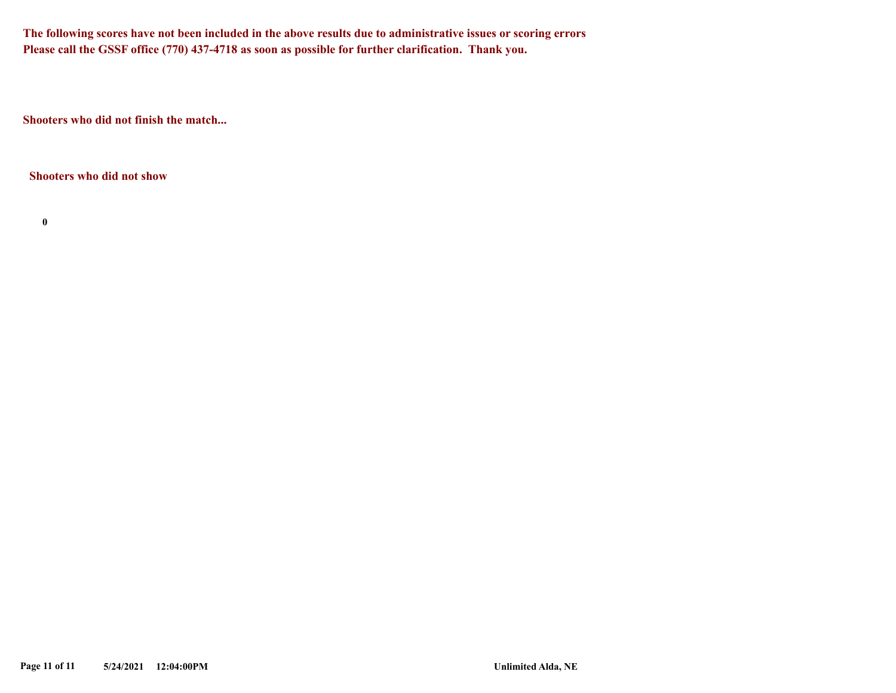**The following scores have not been included in the above results due to administrative issues or scoring errors**
**Please call the GSSF office (770) 437-4718 as soon as possible for further clarification. Thank you.**

**Shooters who did not finish the match...**

**Shooters who did not show**

**0**